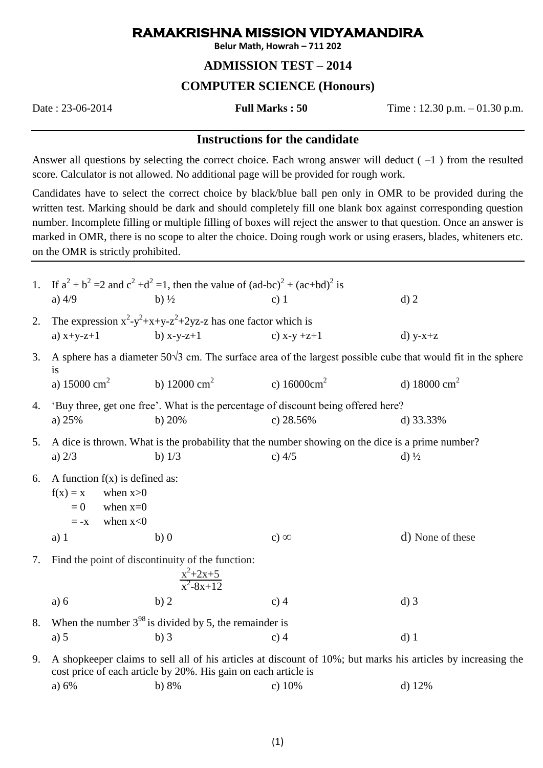# RAMAKRISHNA MISSION VIDYAMANDIRA

**Belur Math, Howrah – 711 202**

## ADMISSION TEST – 2014

## COMPUTER SCIENCE (Honours)

Date : 23-06-2014 **Full Marks : 50** Time : 12.30 p.m. – 01.30 p.m.

---

### Instructions for the candidate

Answer all questions by selecting the correct choice. Each wrong answer will deduct ( –1 ) from the resulted score. Calculator is not allowed. No additional page will be provided for rough work.

Candidates have to select the correct choice by black/blue ball pen only in OMR to be provided during the written test. Marking should be dark and should completely fill one blank box against corresponding question number. Incomplete filling or multiple filling of boxes will reject the answer to that question. Once an answer is marked in OMR, there is no scope to alter the choice. Doing rough work or using erasers, blades, whiteners etc. on the OMR is strictly prohibited.

---

1. If $a^2 + b^2 = 2$ and $c^2 + d^2 = 1$, then the value of $(ad-bc)^2 + (ac+bd)^2$ is
   a) 4/9 b) ½ c) 1 d) 2

2. The expression $x^2-y^2+x+y-z^2+2yz-z$ has one factor which is
   a) x+y-z+1 b) x-y-z+1 c) x-y +z+1 d) y-x+z

3. A sphere has a diameter $50\sqrt{3}$ cm. The surface area of the largest possible cube that would fit in the sphere is
   a) 15000 $cm^2$ b) 12000 $cm^2$ c) 16000$cm^2$ d) 18000 $cm^2$

4. 'Buy three, get one free'. What is the percentage of discount being offered here?
   a) 25% b) 20% c) 28.56% d) 33.33%

5. A dice is thrown. What is the probability that the number showing on the dice is a prime number?
   a) 2/3 b) 1/3 c) 4/5 d) ½

6. A function f(x) is defined as:
   $f(x) = x$ when $x>0$
   $= 0$ when $x=0$
   $= -x$ when $x<0$
   a) 1 b) 0 c) $\infty$ d) None of these

7. Find the point of discontinuity of the function:
   $$\frac{x^2+2x+5}{x^2-8x+12}$$
   a) 6 b) 2 c) 4 d) 3

8. When the number $3^{98}$ is divided by 5, the remainder is
   a) 5 b) 3 c) 4 d) 1

9. A shopkeeper claims to sell all of his articles at discount of 10%; but marks his articles by increasing the cost price of each article by 20%. His gain on each article is
   a) 6% b) 8% c) 10% d) 12%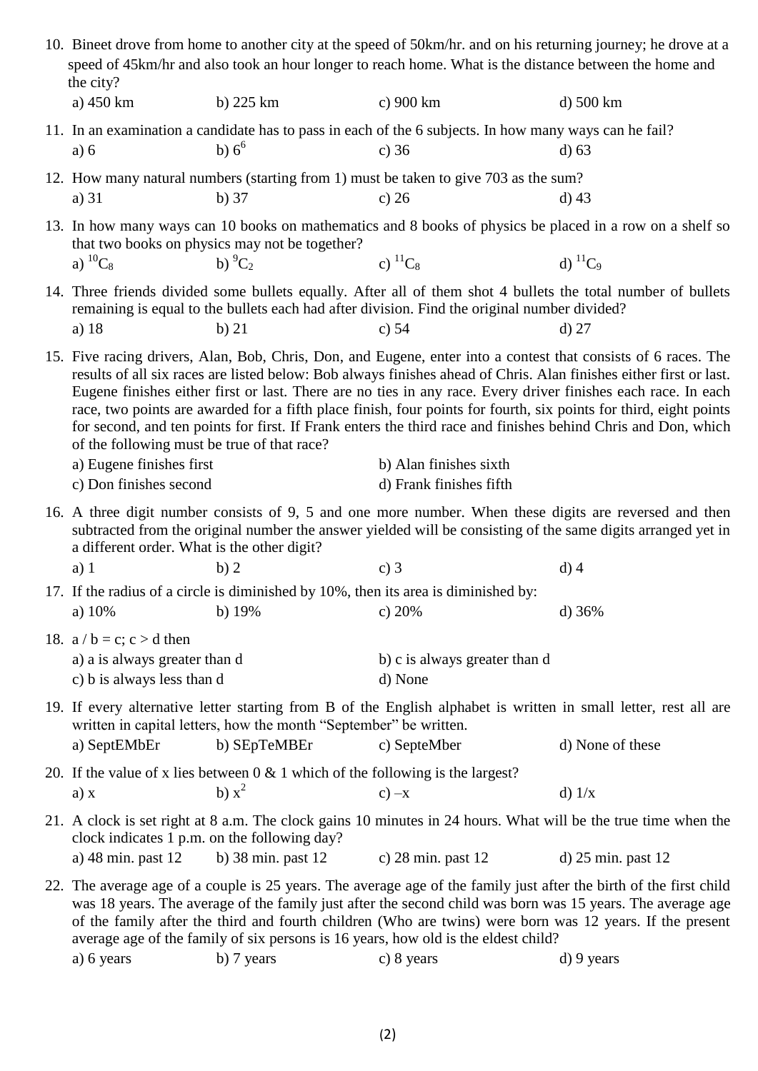10. Bineet drove from home to another city at the speed of 50km/hr. and on his returning journey; he drove at a speed of 45km/hr and also took an hour longer to reach home. What is the distance between the home and the city?

    a) 450 km  b) 225 km  c) 900 km  d) 500 km

11. In an examination a candidate has to pass in each of the 6 subjects. In how many ways can he fail?

    a) 6  b) $6^6$  c) 36  d) 63

12. How many natural numbers (starting from 1) must be taken to give 703 as the sum?

    a) 31  b) 37  c) 26  d) 43

13. In how many ways can 10 books on mathematics and 8 books of physics be placed in a row on a shelf so that two books on physics may not be together?

    a) ${}^{10}C_8$  b) ${}^{9}C_2$  c) ${}^{11}C_8$  d) ${}^{11}C_9$

14. Three friends divided some bullets equally. After all of them shot 4 bullets the total number of bullets remaining is equal to the bullets each had after division. Find the original number divided?

    a) 18  b) 21  c) 54  d) 27

15. Five racing drivers, Alan, Bob, Chris, Don, and Eugene, enter into a contest that consists of 6 races. The results of all six races are listed below: Bob always finishes ahead of Chris. Alan finishes either first or last. Eugene finishes either first or last. There are no ties in any race. Every driver finishes each race. In each race, two points are awarded for a fifth place finish, four points for fourth, six points for third, eight points for second, and ten points for first. If Frank enters the third race and finishes behind Chris and Don, which of the following must be true of that race?

    a) Eugene finishes first  b) Alan finishes sixth
    c) Don finishes second  d) Frank finishes fifth

16. A three digit number consists of 9, 5 and one more number. When these digits are reversed and then subtracted from the original number the answer yielded will be consisting of the same digits arranged yet in a different order. What is the other digit?

    a) 1  b) 2  c) 3  d) 4

17. If the radius of a circle is diminished by 10%, then its area is diminished by:

    a) 10%  b) 19%  c) 20%  d) 36%

18. $a / b = c$; $c > d$ then

    a) a is always greater than d  b) c is always greater than d
    c) b is always less than d  d) None

19. If every alternative letter starting from B of the English alphabet is written in small letter, rest all are written in capital letters, how the month "September" be written.

    a) SeptEMbEr  b) SEpTeMBEr  c) SepteMber  d) None of these

20. If the value of x lies between 0 & 1 which of the following is the largest?

    a) $x$  b) $x^2$  c) $-x$  d) $1/x$

21. A clock is set right at 8 a.m. The clock gains 10 minutes in 24 hours. What will be the true time when the clock indicates 1 p.m. on the following day?

    a) 48 min. past 12  b) 38 min. past 12  c) 28 min. past 12  d) 25 min. past 12

22. The average age of a couple is 25 years. The average age of the family just after the birth of the first child was 18 years. The average of the family just after the second child was born was 15 years. The average age of the family after the third and fourth children (Who are twins) were born was 12 years. If the present average age of the family of six persons is 16 years, how old is the eldest child?

    a) 6 years  b) 7 years  c) 8 years  d) 9 years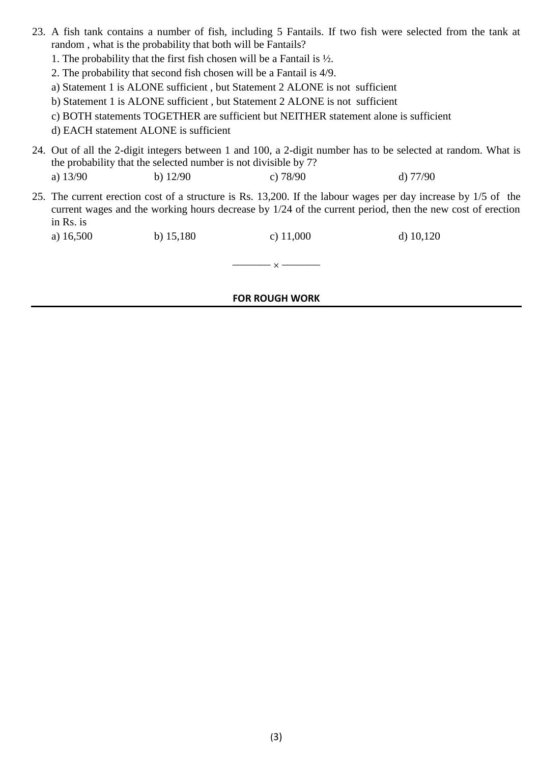23. A fish tank contains a number of fish, including 5 Fantails. If two fish were selected from the tank at random , what is the probability that both will be Fantails?

    1. The probability that the first fish chosen will be a Fantail is ½.

    2. The probability that second fish chosen will be a Fantail is 4/9.

    a) Statement 1 is ALONE sufficient , but Statement 2 ALONE is not sufficient

    b) Statement 1 is ALONE sufficient , but Statement 2 ALONE is not sufficient

    c) BOTH statements TOGETHER are sufficient but NEITHER statement alone is sufficient

    d) EACH statement ALONE is sufficient

24. Out of all the 2-digit integers between 1 and 100, a 2-digit number has to be selected at random. What is the probability that the selected number is not divisible by 7?

    a) 13/90 b) 12/90 c) 78/90 d) 77/90

25. The current erection cost of a structure is Rs. 13,200. If the labour wages per day increase by 1/5 of the current wages and the working hours decrease by 1/24 of the current period, then the new cost of erection in Rs. is

    a) 16,500 b) 15,180 c) 11,000 d) 10,120

———— × ————

**FOR ROUGH WORK**